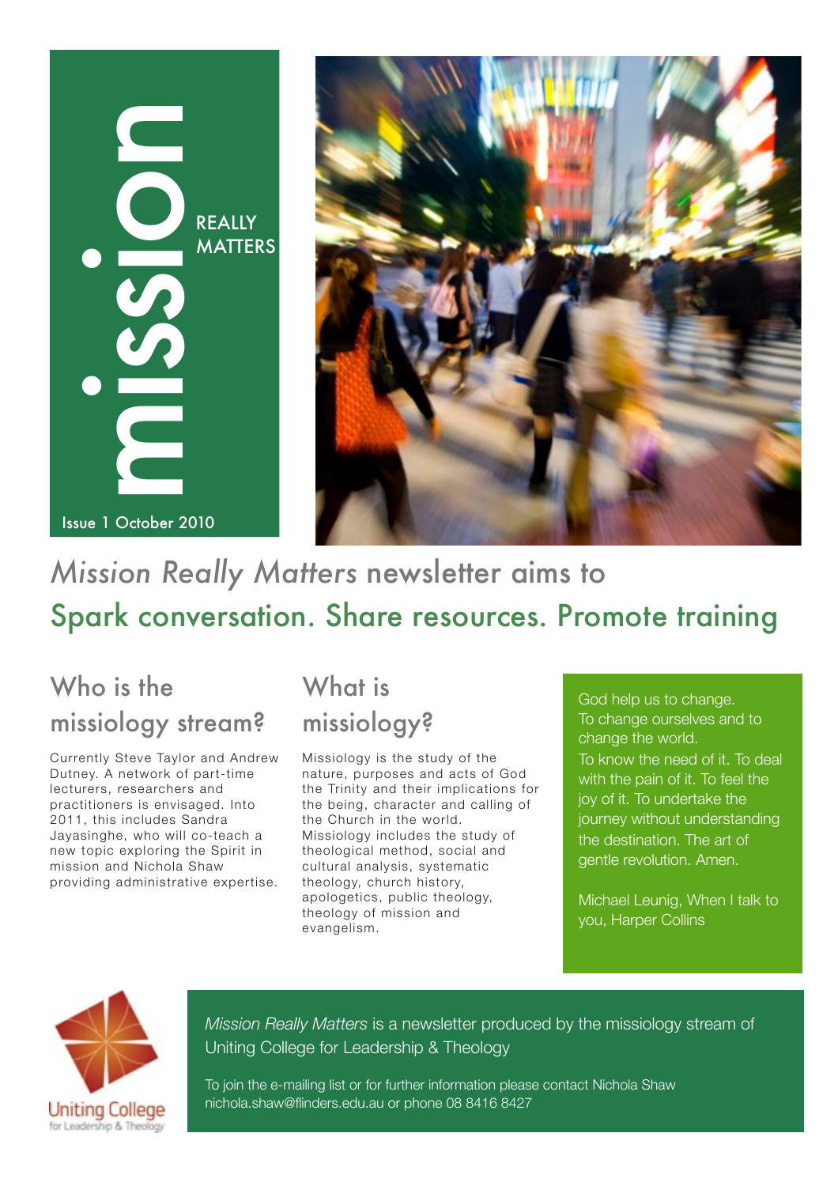# mission REALLY MATTERS

Issue 1 October 2010

*Mission Really Matters* newsletter aims to

## Spark conversation. Share resources. Promote training

## Who is the missiology stream?

Currently Steve Taylor and Andrew Dutney. A network of part-time lecturers, researchers and practitioners is envisaged. Into 2011, this includes Sandra Jayasinghe, who will co-teach a new topic exploring the Spirit in mission and Nichola Shaw providing administrative expertise.

## What is missiology?

Missiology is the study of the nature, purposes and acts of God the Trinity and their implications for the being, character and calling of the Church in the world. Missiology includes the study of theological method, social and cultural analysis, systematic theology, church history, apologetics, public theology, theology of mission and evangelism.

God help us to change. To change ourselves and to change the world. To know the need of it. To deal with the pain of it. To feel the joy of it. To undertake the journey without understanding the destination. The art of gentle revolution. Amen.

Michael Leunig, When I talk to you, Harper Collins

Uniting College for Leadership & Theology

*Mission Really Matters* is a newsletter produced by the missiology stream of Uniting College for Leadership & Theology

To join the e-mailing list or for further information please contact Nichola Shaw nichola.shaw@flinders.edu.au or phone 08 8416 8427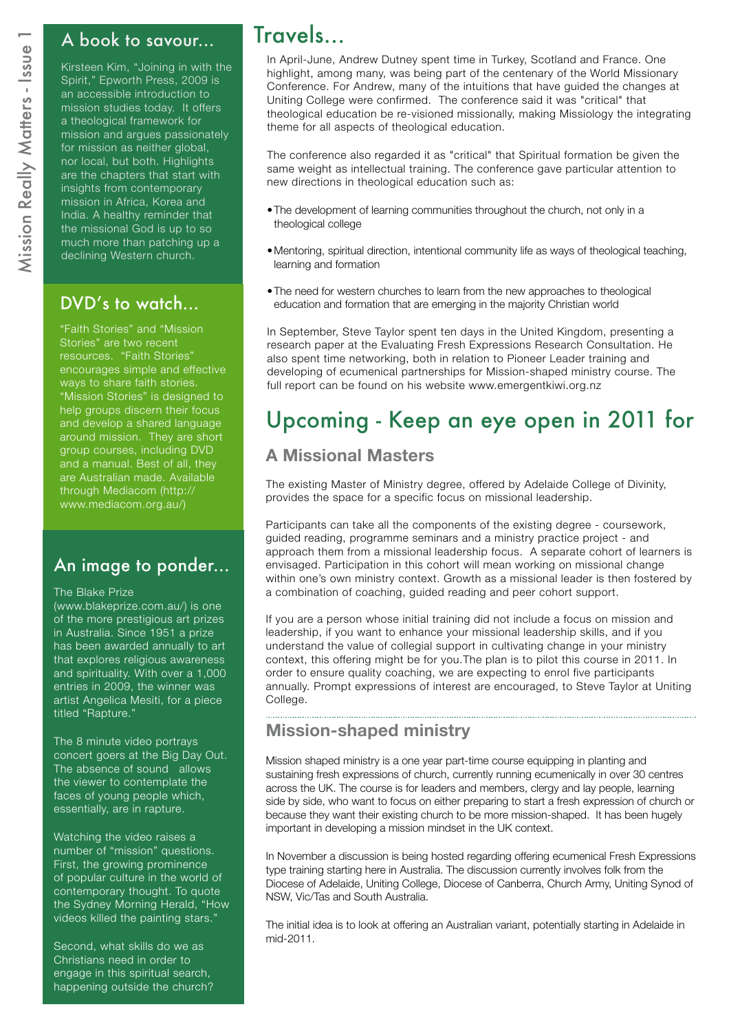## A book to savour...

Kirsteen Kim, "Joining in with the Spirit," Epworth Press, 2009 is an accessible introduction to mission studies today. It offers a theological framework for mission and argues passionately for mission as neither global, nor local, but both. Highlights are the chapters that start with insights from contemporary mission in Africa, Korea and India. A healthy reminder that the missional God is up to so much more than patching up a declining Western church.

## DVD's to watch...

"Faith Stories" and "Mission Stories" are two recent resources. "Faith Stories" encourages simple and effective ways to share faith stories. "Mission Stories" is designed to help groups discern their focus and develop a shared language around mission. They are short group courses, including DVD and a manual. Best of all, they are Australian made. Available through Mediacom (http://www.mediacom.org.au/)

## An image to ponder...

The Blake Prize (www.blakeprize.com.au/) is one of the more prestigious art prizes in Australia. Since 1951 a prize has been awarded annually to art that explores religious awareness and spirituality. With over a 1,000 entries in 2009, the winner was artist Angelica Mesiti, for a piece titled "Rapture."

The 8 minute video portrays concert goers at the Big Day Out. The absence of sound allows the viewer to contemplate the faces of young people which, essentially, are in rapture.

Watching the video raises a number of "mission" questions. First, the growing prominence of popular culture in the world of contemporary thought. To quote the Sydney Morning Herald, "How videos killed the painting stars."

Second, what skills do we as Christians need in order to engage in this spiritual search, happening outside the church?

# Travels...

In April-June, Andrew Dutney spent time in Turkey, Scotland and France. One highlight, among many, was being part of the centenary of the World Missionary Conference. For Andrew, many of the intuitions that have guided the changes at Uniting College were confirmed. The conference said it was "critical" that theological education be re-visioned missionally, making Missiology the integrating theme for all aspects of theological education.

The conference also regarded it as "critical" that Spiritual formation be given the same weight as intellectual training. The conference gave particular attention to new directions in theological education such as:

- The development of learning communities throughout the church, not only in a theological college
- Mentoring, spiritual direction, intentional community life as ways of theological teaching, learning and formation
- The need for western churches to learn from the new approaches to theological education and formation that are emerging in the majority Christian world

In September, Steve Taylor spent ten days in the United Kingdom, presenting a research paper at the Evaluating Fresh Expressions Research Consultation. He also spent time networking, both in relation to Pioneer Leader training and developing of ecumenical partnerships for Mission-shaped ministry course. The full report can be found on his website www.emergentkiwi.org.nz

# Upcoming - Keep an eye open in 2011 for

## A Missional Masters

The existing Master of Ministry degree, offered by Adelaide College of Divinity, provides the space for a specific focus on missional leadership.

Participants can take all the components of the existing degree - coursework, guided reading, programme seminars and a ministry practice project - and approach them from a missional leadership focus. A separate cohort of learners is envisaged. Participation in this cohort will mean working on missional change within one's own ministry context. Growth as a missional leader is then fostered by a combination of coaching, guided reading and peer cohort support.

If you are a person whose initial training did not include a focus on mission and leadership, if you want to enhance your missional leadership skills, and if you understand the value of collegial support in cultivating change in your ministry context, this offering might be for you.The plan is to pilot this course in 2011. In order to ensure quality coaching, we are expecting to enrol five participants annually. Prompt expressions of interest are encouraged, to Steve Taylor at Uniting College.

## Mission-shaped ministry

Mission shaped ministry is a one year part-time course equipping in planting and sustaining fresh expressions of church, currently running ecumenically in over 30 centres across the UK. The course is for leaders and members, clergy and lay people, learning side by side, who want to focus on either preparing to start a fresh expression of church or because they want their existing church to be more mission-shaped. It has been hugely important in developing a mission mindset in the UK context.

In November a discussion is being hosted regarding offering ecumenical Fresh Expressions type training starting here in Australia. The discussion currently involves folk from the Diocese of Adelaide, Uniting College, Diocese of Canberra, Church Army, Uniting Synod of NSW, Vic/Tas and South Australia.

The initial idea is to look at offering an Australian variant, potentially starting in Adelaide in mid-2011.